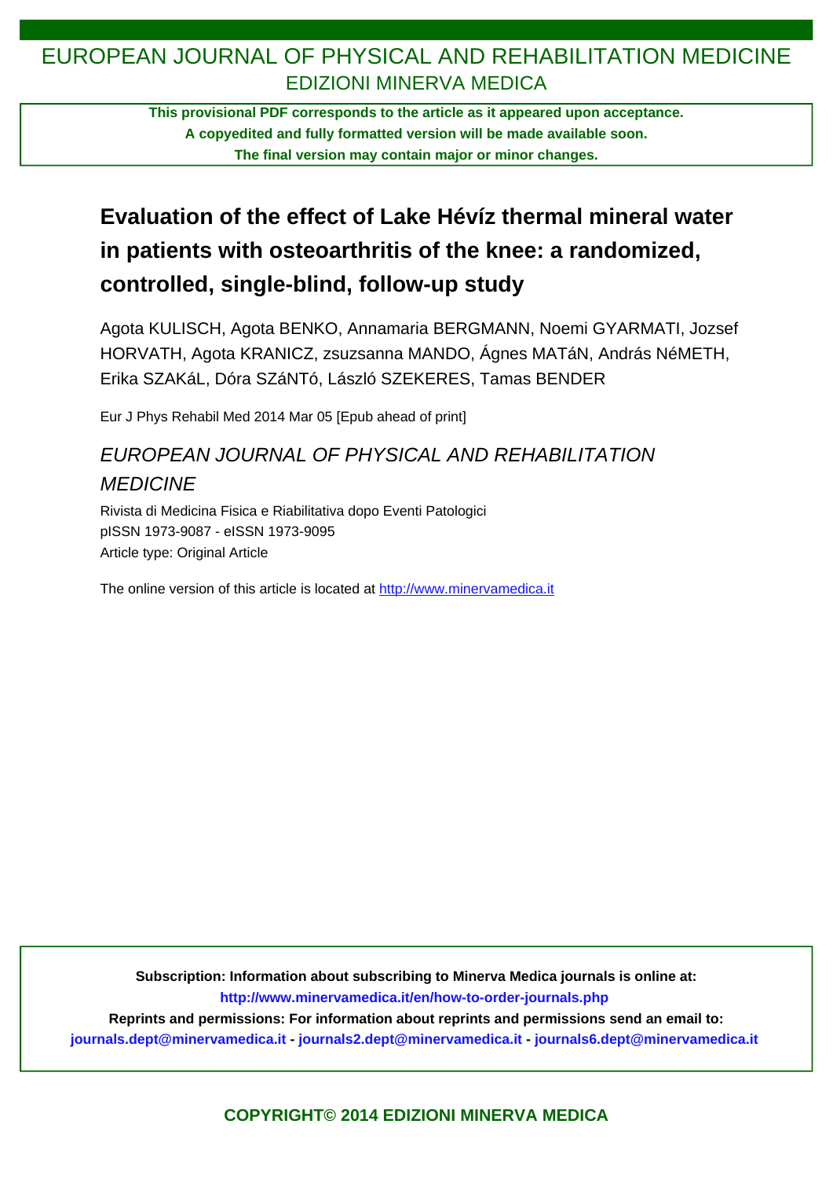# EUROPEAN JOURNAL OF PHYSICAL AND REHABILITATION MEDICINE

EDIZIONI MINERVA MEDICA

**This provisional PDF corresponds to the article as it appeared upon acceptance.**
**A copyedited and fully formatted version will be made available soon.**
**The final version may contain major or minor changes.**

## Evaluation of the effect of Lake Hévíz thermal mineral water in patients with osteoarthritis of the knee: a randomized, controlled, single-blind, follow-up study

Agota KULISCH, Agota BENKO, Annamaria BERGMANN, Noemi GYARMATI, Jozsef HORVATH, Agota KRANICZ, zsuzsanna MANDO, Ágnes MATáN, András NéMETH, Erika SZAKáL, Dóra SZáNTó, László SZEKERES, Tamas BENDER

Eur J Phys Rehabil Med 2014 Mar 05 [Epub ahead of print]

*EUROPEAN JOURNAL OF PHYSICAL AND REHABILITATION MEDICINE*

Rivista di Medicina Fisica e Riabilitativa dopo Eventi Patologici
pISSN 1973-9087 - eISSN 1973-9095
Article type: Original Article

The online version of this article is located at http://www.minervamedica.it

**Subscription: Information about subscribing to Minerva Medica journals is online at:**
**http://www.minervamedica.it/en/how-to-order-journals.php**
**Reprints and permissions: For information about reprints and permissions send an email to:**
**journals.dept@minervamedica.it - journals2.dept@minervamedica.it - journals6.dept@minervamedica.it**

**COPYRIGHT© 2014 EDIZIONI MINERVA MEDICA**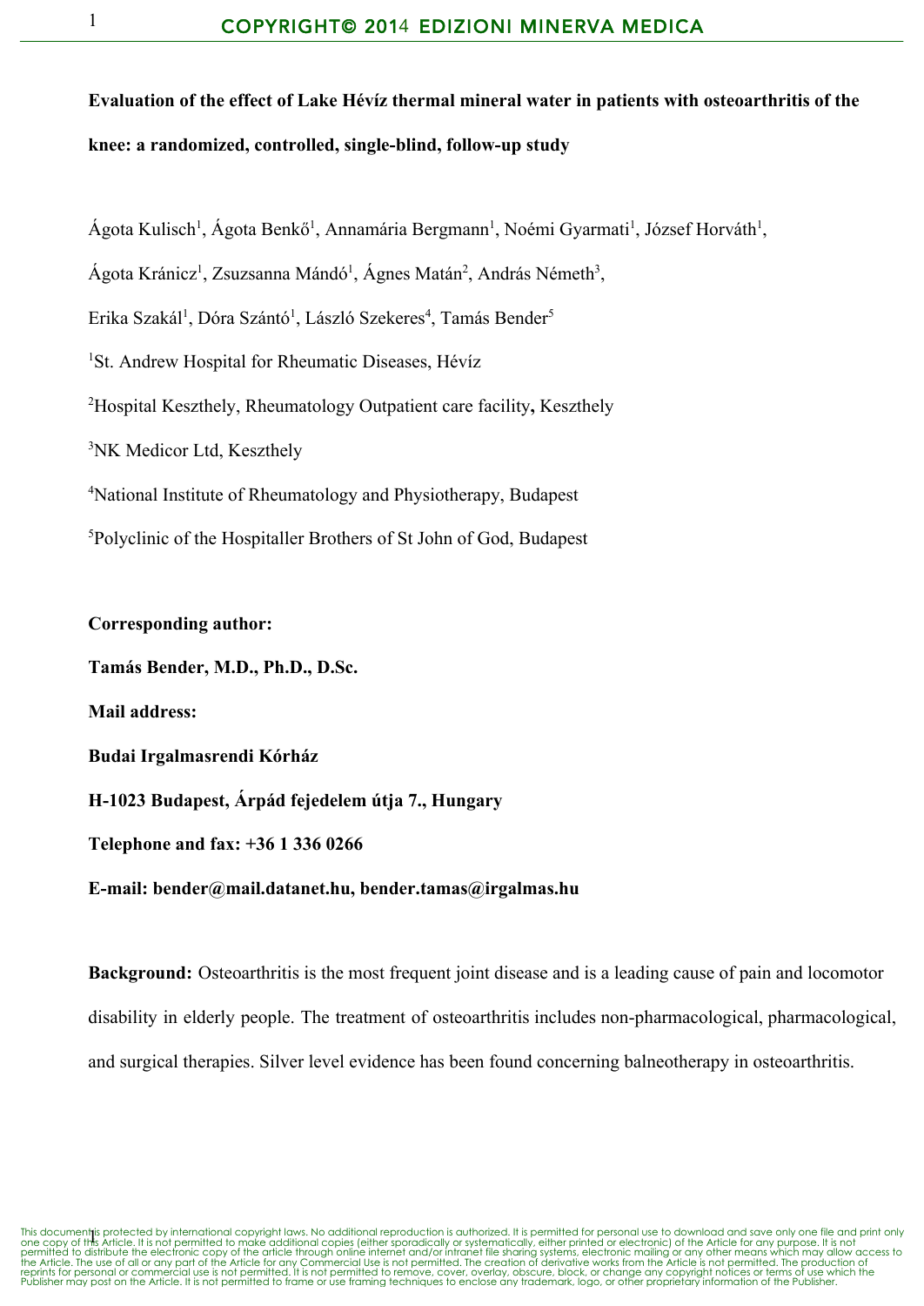**Evaluation of the effect of Lake Hévíz thermal mineral water in patients with osteoarthritis of the knee: a randomized, controlled, single-blind, follow-up study**

Ágota Kulisch[1], Ágota Benkő[1], Annamária Bergmann[1], Noémi Gyarmati[1], József Horváth[1], Ágota Kránicz[1], Zsuzsanna Mándó[1], Ágnes Matán[2], András Németh[3], Erika Szakál[1], Dóra Szántó[1], László Szekeres[4], Tamás Bender[5]

[1]St. Andrew Hospital for Rheumatic Diseases, Hévíz

[2]Hospital Keszthely, Rheumatology Outpatient care facility**,** Keszthely

[3]NK Medicor Ltd, Keszthely

[4]National Institute of Rheumatology and Physiotherapy, Budapest

[5]Polyclinic of the Hospitaller Brothers of St John of God, Budapest

**Corresponding author:**

**Tamás Bender, M.D., Ph.D., D.Sc.**

**Mail address:**

**Budai Irgalmasrendi Kórház**

**H-1023 Budapest, Árpád fejedelem útja 7., Hungary**

**Telephone and fax: +36 1 336 0266**

**E-mail: bender@mail.datanet.hu, bender.tamas@irgalmas.hu**

**Background:** Osteoarthritis is the most frequent joint disease and is a leading cause of pain and locomotor disability in elderly people. The treatment of osteoarthritis includes non-pharmacological, pharmacological, and surgical therapies. Silver level evidence has been found concerning balneotherapy in osteoarthritis.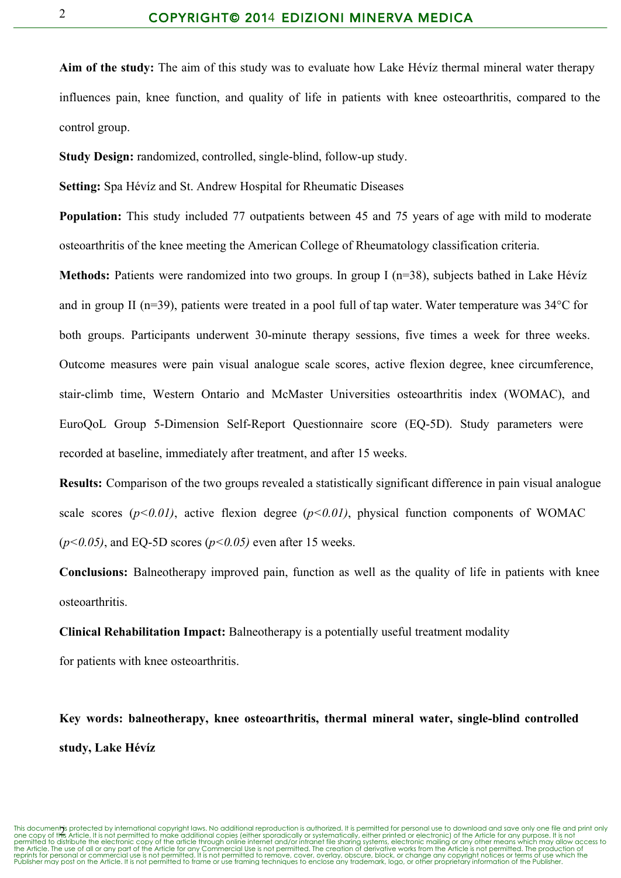**Aim of the study:** The aim of this study was to evaluate how Lake Hévíz thermal mineral water therapy influences pain, knee function, and quality of life in patients with knee osteoarthritis, compared to the control group.

**Study Design:** randomized, controlled, single-blind, follow-up study.

**Setting:** Spa Hévíz and St. Andrew Hospital for Rheumatic Diseases

**Population:** This study included 77 outpatients between 45 and 75 years of age with mild to moderate osteoarthritis of the knee meeting the American College of Rheumatology classification criteria.

**Methods:** Patients were randomized into two groups. In group I (n=38), subjects bathed in Lake Hévíz and in group II (n=39), patients were treated in a pool full of tap water. Water temperature was 34°C for both groups. Participants underwent 30-minute therapy sessions, five times a week for three weeks. Outcome measures were pain visual analogue scale scores, active flexion degree, knee circumference, stair-climb time, Western Ontario and McMaster Universities osteoarthritis index (WOMAC), and EuroQoL Group 5-Dimension Self-Report Questionnaire score (EQ-5D). Study parameters were recorded at baseline, immediately after treatment, and after 15 weeks.

**Results:** Comparison of the two groups revealed a statistically significant difference in pain visual analogue scale scores ($p<0.01$), active flexion degree ($p<0.01$), physical function components of WOMAC ($p<0.05$), and EQ-5D scores ($p<0.05$) even after 15 weeks.

**Conclusions:** Balneotherapy improved pain, function as well as the quality of life in patients with knee osteoarthritis.

**Clinical Rehabilitation Impact:** Balneotherapy is a potentially useful treatment modality for patients with knee osteoarthritis.

**Key words: balneotherapy, knee osteoarthritis, thermal mineral water, single-blind controlled study, Lake Hévíz**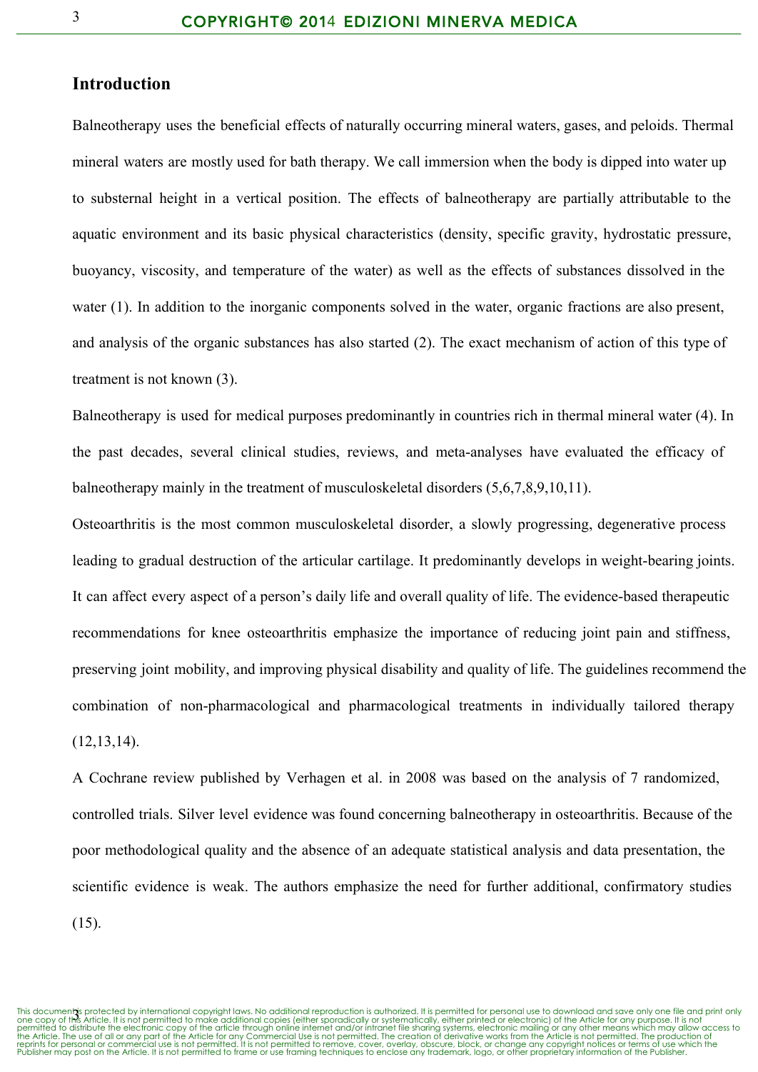## Introduction

Balneotherapy uses the beneficial effects of naturally occurring mineral waters, gases, and peloids. Thermal mineral waters are mostly used for bath therapy. We call immersion when the body is dipped into water up to substernal height in a vertical position. The effects of balneotherapy are partially attributable to the aquatic environment and its basic physical characteristics (density, specific gravity, hydrostatic pressure, buoyancy, viscosity, and temperature of the water) as well as the effects of substances dissolved in the water (1). In addition to the inorganic components solved in the water, organic fractions are also present, and analysis of the organic substances has also started (2). The exact mechanism of action of this type of treatment is not known (3).

Balneotherapy is used for medical purposes predominantly in countries rich in thermal mineral water (4). In the past decades, several clinical studies, reviews, and meta-analyses have evaluated the efficacy of balneotherapy mainly in the treatment of musculoskeletal disorders (5,6,7,8,9,10,11).

Osteoarthritis is the most common musculoskeletal disorder, a slowly progressing, degenerative process leading to gradual destruction of the articular cartilage. It predominantly develops in weight-bearing joints. It can affect every aspect of a person's daily life and overall quality of life. The evidence-based therapeutic recommendations for knee osteoarthritis emphasize the importance of reducing joint pain and stiffness, preserving joint mobility, and improving physical disability and quality of life. The guidelines recommend the combination of non-pharmacological and pharmacological treatments in individually tailored therapy (12,13,14).

A Cochrane review published by Verhagen et al. in 2008 was based on the analysis of 7 randomized, controlled trials. Silver level evidence was found concerning balneotherapy in osteoarthritis. Because of the poor methodological quality and the absence of an adequate statistical analysis and data presentation, the scientific evidence is weak. The authors emphasize the need for further additional, confirmatory studies (15).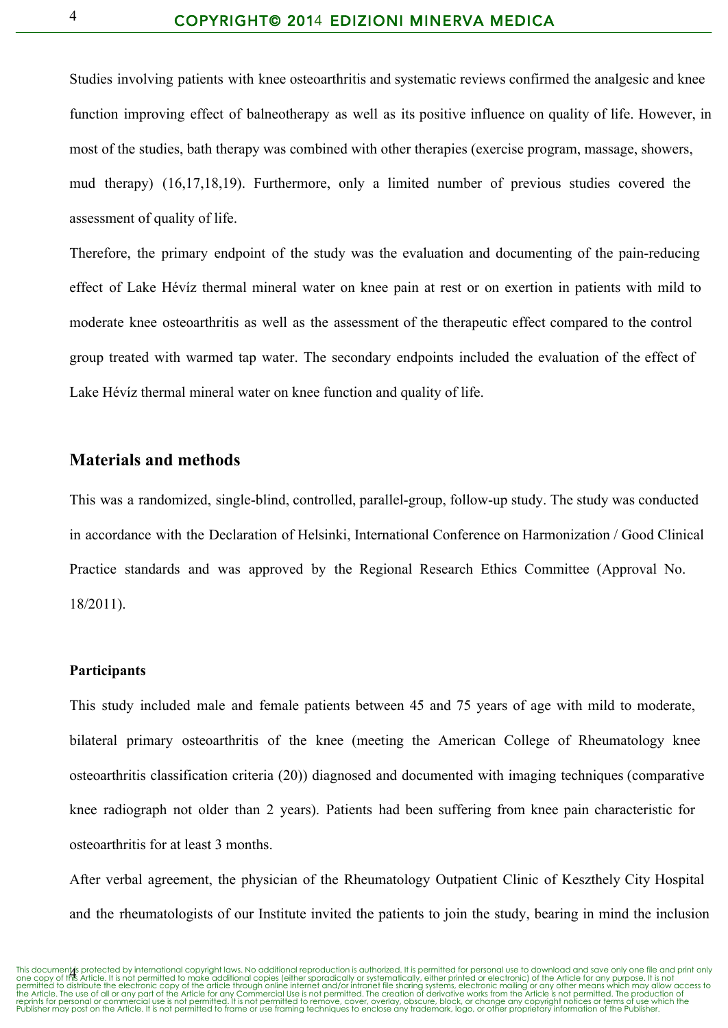Studies involving patients with knee osteoarthritis and systematic reviews confirmed the analgesic and knee function improving effect of balneotherapy as well as its positive influence on quality of life. However, in most of the studies, bath therapy was combined with other therapies (exercise program, massage, showers, mud therapy) (16,17,18,19). Furthermore, only a limited number of previous studies covered the assessment of quality of life.

Therefore, the primary endpoint of the study was the evaluation and documenting of the pain-reducing effect of Lake Hévíz thermal mineral water on knee pain at rest or on exertion in patients with mild to moderate knee osteoarthritis as well as the assessment of the therapeutic effect compared to the control group treated with warmed tap water. The secondary endpoints included the evaluation of the effect of Lake Hévíz thermal mineral water on knee function and quality of life.

## Materials and methods

This was a randomized, single-blind, controlled, parallel-group, follow-up study. The study was conducted in accordance with the Declaration of Helsinki, International Conference on Harmonization / Good Clinical Practice standards and was approved by the Regional Research Ethics Committee (Approval No. 18/2011).

### Participants

This study included male and female patients between 45 and 75 years of age with mild to moderate, bilateral primary osteoarthritis of the knee (meeting the American College of Rheumatology knee osteoarthritis classification criteria (20)) diagnosed and documented with imaging techniques (comparative knee radiograph not older than 2 years). Patients had been suffering from knee pain characteristic for osteoarthritis for at least 3 months.

After verbal agreement, the physician of the Rheumatology Outpatient Clinic of Keszthely City Hospital and the rheumatologists of our Institute invited the patients to join the study, bearing in mind the inclusion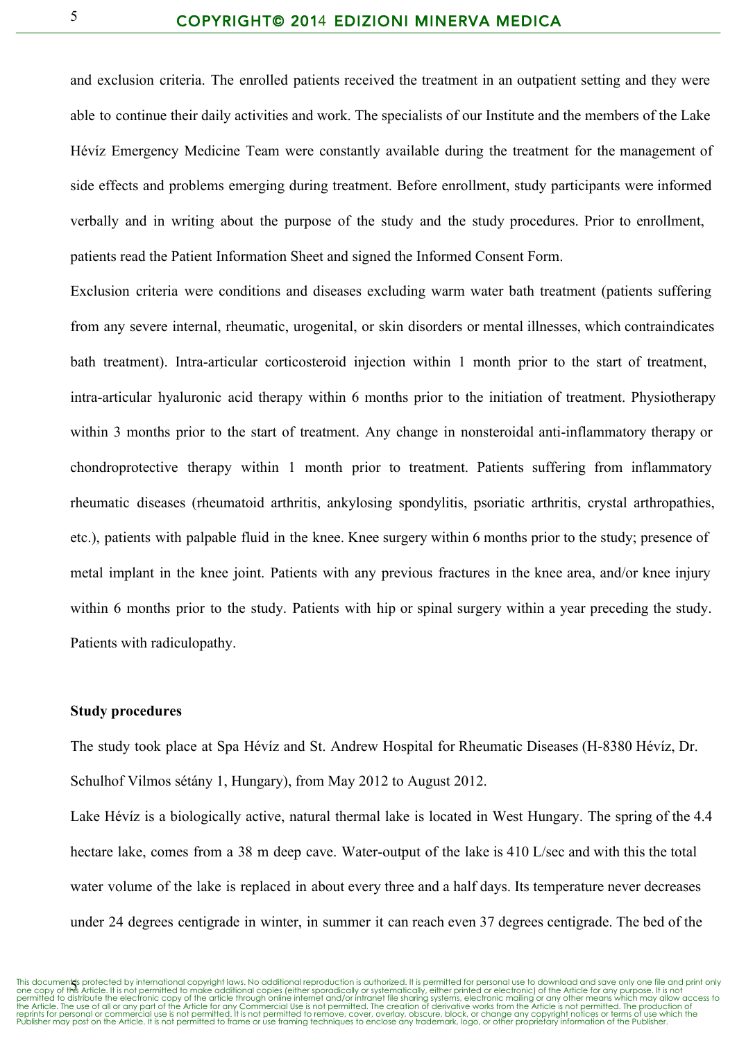and exclusion criteria. The enrolled patients received the treatment in an outpatient setting and they were able to continue their daily activities and work. The specialists of our Institute and the members of the Lake Hévíz Emergency Medicine Team were constantly available during the treatment for the management of side effects and problems emerging during treatment. Before enrollment, study participants were informed verbally and in writing about the purpose of the study and the study procedures. Prior to enrollment, patients read the Patient Information Sheet and signed the Informed Consent Form.

Exclusion criteria were conditions and diseases excluding warm water bath treatment (patients suffering from any severe internal, rheumatic, urogenital, or skin disorders or mental illnesses, which contraindicates bath treatment). Intra-articular corticosteroid injection within 1 month prior to the start of treatment, intra-articular hyaluronic acid therapy within 6 months prior to the initiation of treatment. Physiotherapy within 3 months prior to the start of treatment. Any change in nonsteroidal anti-inflammatory therapy or chondroprotective therapy within 1 month prior to treatment. Patients suffering from inflammatory rheumatic diseases (rheumatoid arthritis, ankylosing spondylitis, psoriatic arthritis, crystal arthropathies, etc.), patients with palpable fluid in the knee. Knee surgery within 6 months prior to the study; presence of metal implant in the knee joint. Patients with any previous fractures in the knee area, and/or knee injury within 6 months prior to the study. Patients with hip or spinal surgery within a year preceding the study. Patients with radiculopathy.

**Study procedures**

The study took place at Spa Hévíz and St. Andrew Hospital for Rheumatic Diseases (H-8380 Hévíz, Dr. Schulhof Vilmos sétány 1, Hungary), from May 2012 to August 2012.

Lake Hévíz is a biologically active, natural thermal lake is located in West Hungary. The spring of the 4.4 hectare lake, comes from a 38 m deep cave. Water-output of the lake is 410 L/sec and with this the total water volume of the lake is replaced in about every three and a half days. Its temperature never decreases under 24 degrees centigrade in winter, in summer it can reach even 37 degrees centigrade. The bed of the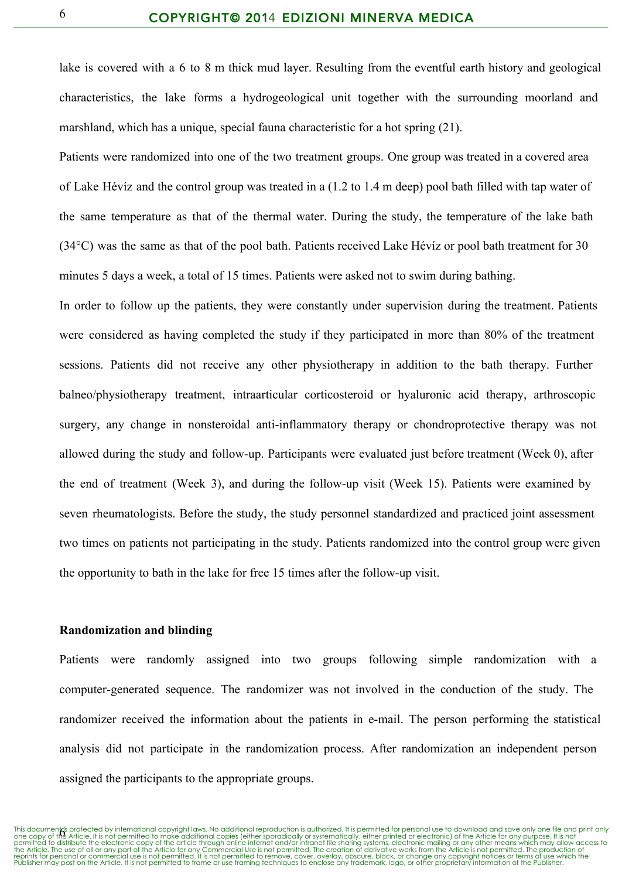lake is covered with a 6 to 8 m thick mud layer. Resulting from the eventful earth history and geological characteristics, the lake forms a hydrogeological unit together with the surrounding moorland and marshland, which has a unique, special fauna characteristic for a hot spring (21).

Patients were randomized into one of the two treatment groups. One group was treated in a covered area of Lake Hévíz and the control group was treated in a (1.2 to 1.4 m deep) pool bath filled with tap water of the same temperature as that of the thermal water. During the study, the temperature of the lake bath (34°C) was the same as that of the pool bath. Patients received Lake Hévíz or pool bath treatment for 30 minutes 5 days a week, a total of 15 times. Patients were asked not to swim during bathing.

In order to follow up the patients, they were constantly under supervision during the treatment. Patients were considered as having completed the study if they participated in more than 80% of the treatment sessions. Patients did not receive any other physiotherapy in addition to the bath therapy. Further balneo/physiotherapy treatment, intraarticular corticosteroid or hyaluronic acid therapy, arthroscopic surgery, any change in nonsteroidal anti-inflammatory therapy or chondroprotective therapy was not allowed during the study and follow-up. Participants were evaluated just before treatment (Week 0), after the end of treatment (Week 3), and during the follow-up visit (Week 15). Patients were examined by seven rheumatologists. Before the study, the study personnel standardized and practiced joint assessment two times on patients not participating in the study. Patients randomized into the control group were given the opportunity to bath in the lake for free 15 times after the follow-up visit.

**Randomization and blinding**

Patients were randomly assigned into two groups following simple randomization with a computer-generated sequence. The randomizer was not involved in the conduction of the study. The randomizer received the information about the patients in e-mail. The person performing the statistical analysis did not participate in the randomization process. After randomization an independent person assigned the participants to the appropriate groups.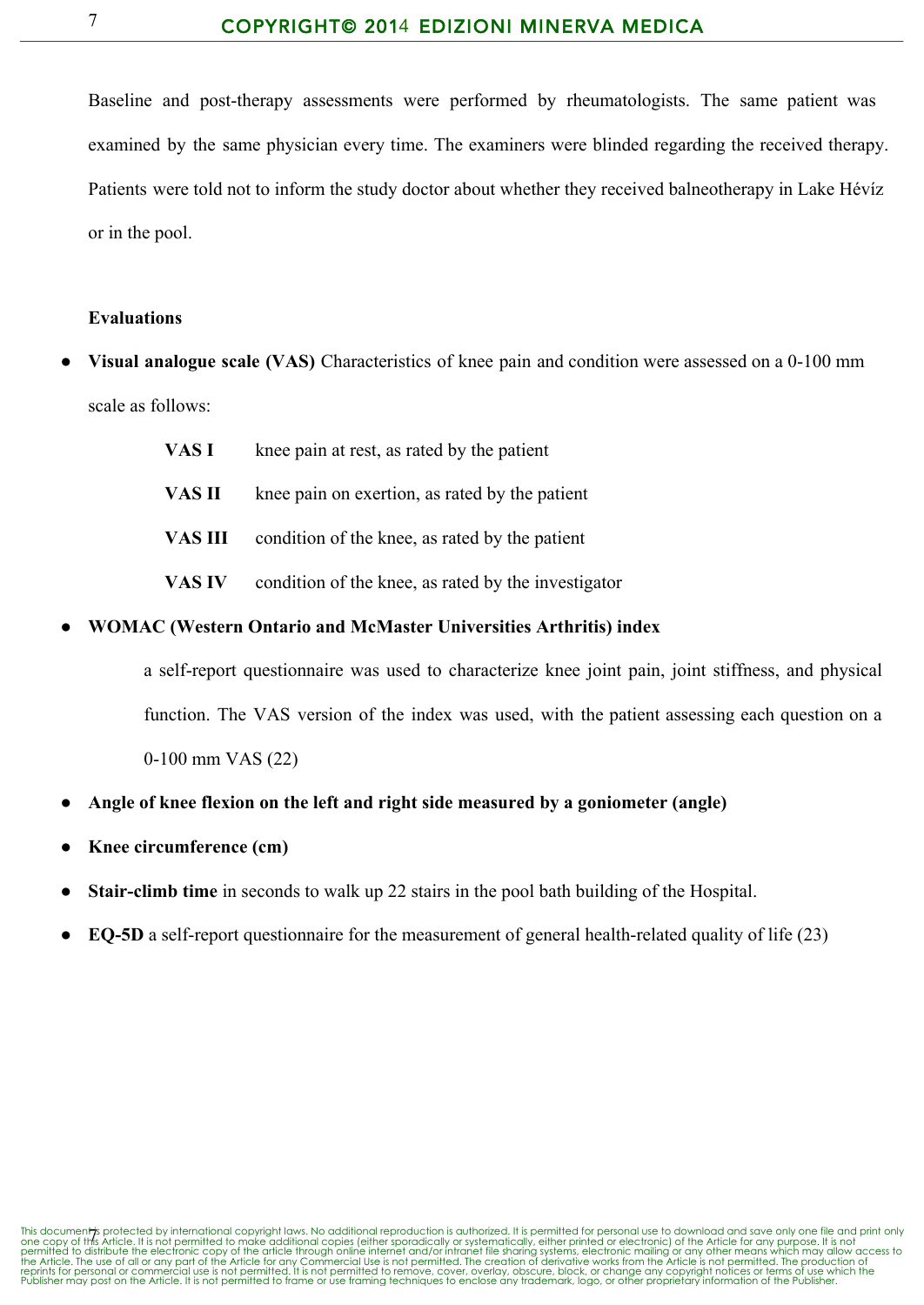Baseline and post-therapy assessments were performed by rheumatologists. The same patient was examined by the same physician every time. The examiners were blinded regarding the received therapy. Patients were told not to inform the study doctor about whether they received balneotherapy in Lake Hévíz or in the pool.

**Evaluations**

- **Visual analogue scale (VAS)** Characteristics of knee pain and condition were assessed on a 0-100 mm scale as follows:

  | | |
  |---|---|
  | **VAS I** | knee pain at rest, as rated by the patient |
  | **VAS II** | knee pain on exertion, as rated by the patient |
  | **VAS III** | condition of the knee, as rated by the patient |
  | **VAS IV** | condition of the knee, as rated by the investigator |

- **WOMAC (Western Ontario and McMaster Universities Arthritis) index**

  a self-report questionnaire was used to characterize knee joint pain, joint stiffness, and physical function. The VAS version of the index was used, with the patient assessing each question on a 0-100 mm VAS (22)

- **Angle of knee flexion on the left and right side measured by a goniometer (angle)**
- **Knee circumference (cm)**
- **Stair-climb time** in seconds to walk up 22 stairs in the pool bath building of the Hospital.
- **EQ-5D** a self-report questionnaire for the measurement of general health-related quality of life (23)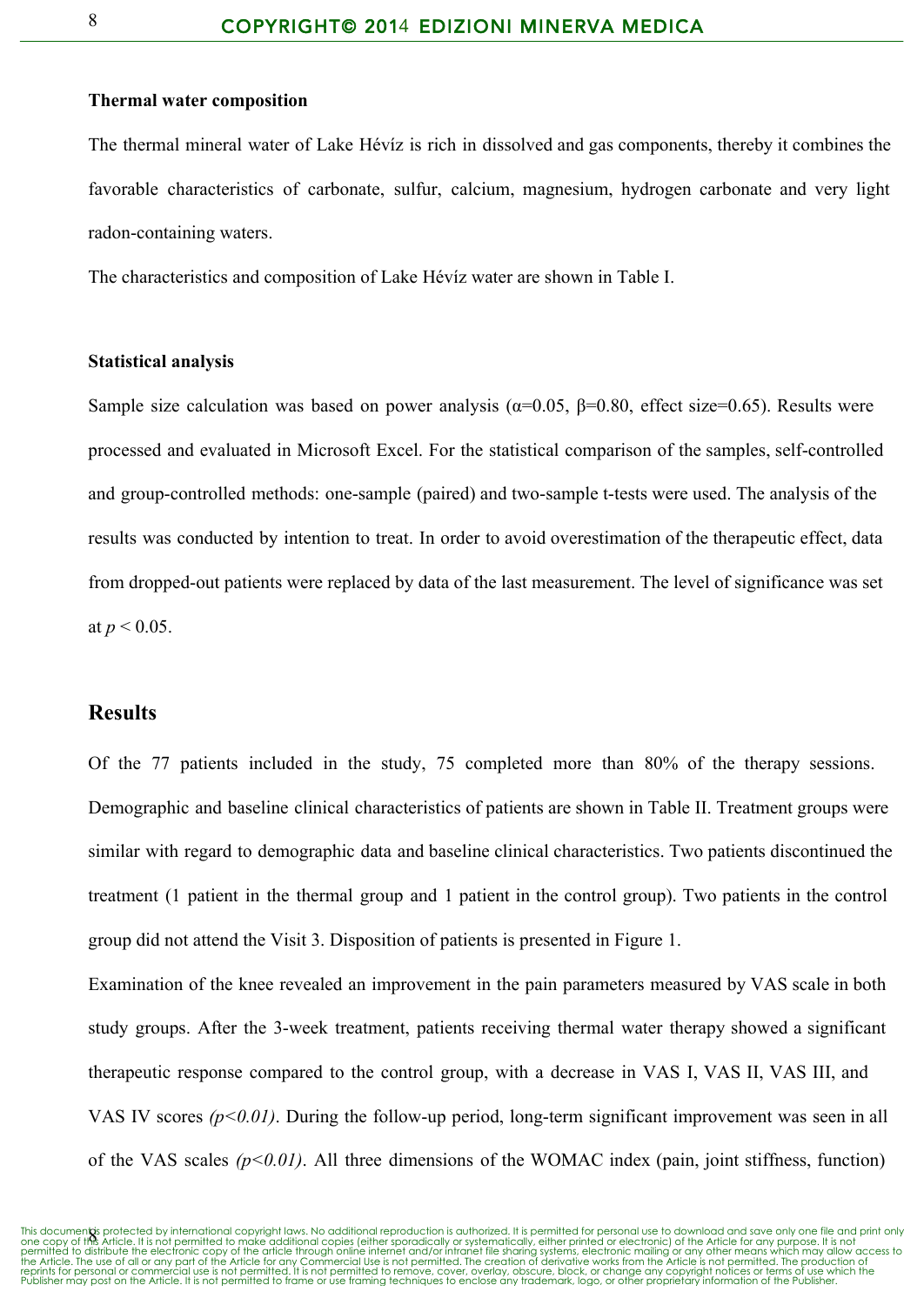**Thermal water composition**

The thermal mineral water of Lake Hévíz is rich in dissolved and gas components, thereby it combines the favorable characteristics of carbonate, sulfur, calcium, magnesium, hydrogen carbonate and very light radon-containing waters.

The characteristics and composition of Lake Hévíz water are shown in Table I.

**Statistical analysis**

Sample size calculation was based on power analysis ($\alpha$=0.05, $\beta$=0.80, effect size=0.65). Results were processed and evaluated in Microsoft Excel. For the statistical comparison of the samples, self-controlled and group-controlled methods: one-sample (paired) and two-sample t-tests were used. The analysis of the results was conducted by intention to treat. In order to avoid overestimation of the therapeutic effect, data from dropped-out patients were replaced by data of the last measurement. The level of significance was set at $p < 0.05$.

## Results

Of the 77 patients included in the study, 75 completed more than 80% of the therapy sessions. Demographic and baseline clinical characteristics of patients are shown in Table II. Treatment groups were similar with regard to demographic data and baseline clinical characteristics. Two patients discontinued the treatment (1 patient in the thermal group and 1 patient in the control group). Two patients in the control group did not attend the Visit 3. Disposition of patients is presented in Figure 1.

Examination of the knee revealed an improvement in the pain parameters measured by VAS scale in both study groups. After the 3-week treatment, patients receiving thermal water therapy showed a significant therapeutic response compared to the control group, with a decrease in VAS I, VAS II, VAS III, and VAS IV scores *($p<0.01$)*. During the follow-up period, long-term significant improvement was seen in all of the VAS scales *($p<0.01$)*. All three dimensions of the WOMAC index (pain, joint stiffness, function)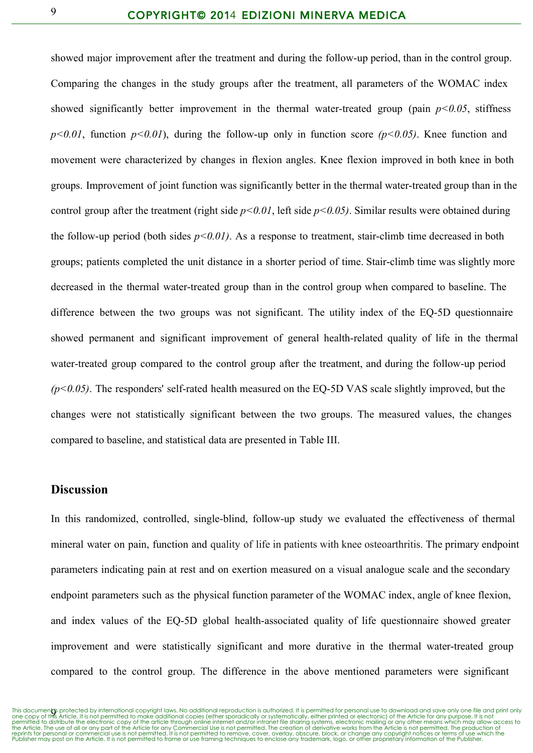showed major improvement after the treatment and during the follow-up period, than in the control group. Comparing the changes in the study groups after the treatment, all parameters of the WOMAC index showed significantly better improvement in the thermal water-treated group (pain $p<0.05$, stiffness $p<0.01$, function $p<0.01$), during the follow-up only in function score ($p<0.05$). Knee function and movement were characterized by changes in flexion angles. Knee flexion improved in both knee in both groups. Improvement of joint function was significantly better in the thermal water-treated group than in the control group after the treatment (right side $p<0.01$, left side $p<0.05$). Similar results were obtained during the follow-up period (both sides $p<0.01$). As a response to treatment, stair-climb time decreased in both groups; patients completed the unit distance in a shorter period of time. Stair-climb time was slightly more decreased in the thermal water-treated group than in the control group when compared to baseline. The difference between the two groups was not significant. The utility index of the EQ-5D questionnaire showed permanent and significant improvement of general health-related quality of life in the thermal water-treated group compared to the control group after the treatment, and during the follow-up period ($p<0.05$). The responders' self-rated health measured on the EQ-5D VAS scale slightly improved, but the changes were not statistically significant between the two groups. The measured values, the changes compared to baseline, and statistical data are presented in Table III.

## Discussion

In this randomized, controlled, single-blind, follow-up study we evaluated the effectiveness of thermal mineral water on pain, function and quality of life in patients with knee osteoarthritis. The primary endpoint parameters indicating pain at rest and on exertion measured on a visual analogue scale and the secondary endpoint parameters such as the physical function parameter of the WOMAC index, angle of knee flexion, and index values of the EQ-5D global health-associated quality of life questionnaire showed greater improvement and were statistically significant and more durative in the thermal water-treated group compared to the control group. The difference in the above mentioned parameters were significant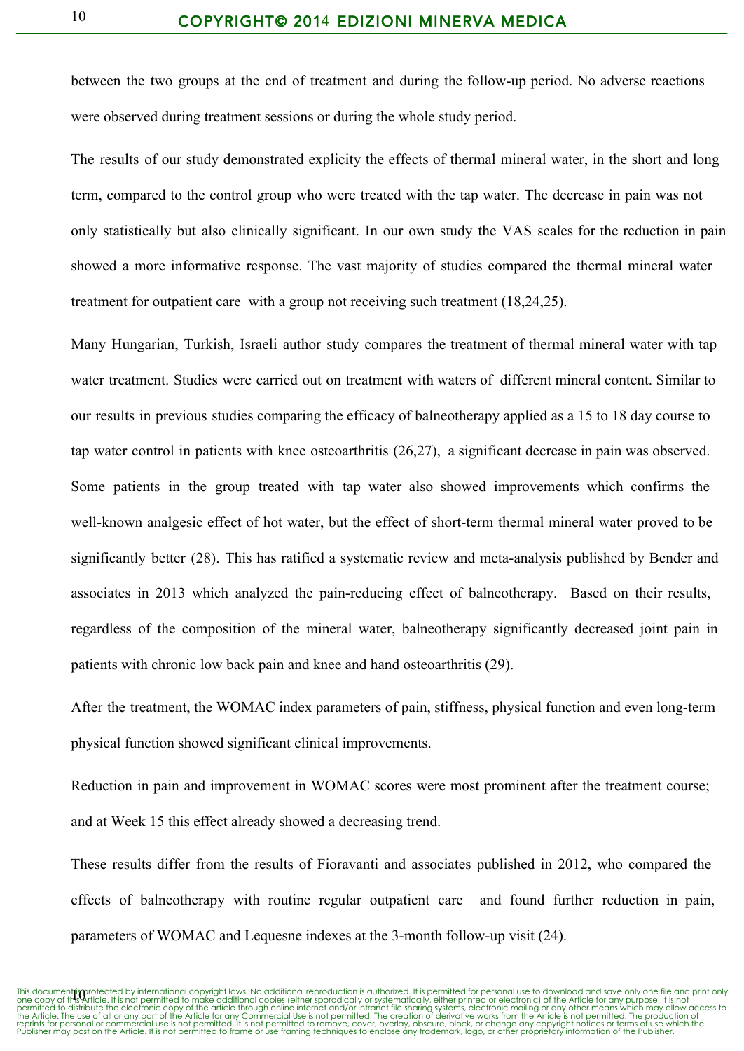between the two groups at the end of treatment and during the follow-up period. No adverse reactions were observed during treatment sessions or during the whole study period.

The results of our study demonstrated explicity the effects of thermal mineral water, in the short and long term, compared to the control group who were treated with the tap water. The decrease in pain was not only statistically but also clinically significant. In our own study the VAS scales for the reduction in pain showed a more informative response. The vast majority of studies compared the thermal mineral water treatment for outpatient care with a group not receiving such treatment (18,24,25).

Many Hungarian, Turkish, Israeli author study compares the treatment of thermal mineral water with tap water treatment. Studies were carried out on treatment with waters of different mineral content. Similar to our results in previous studies comparing the efficacy of balneotherapy applied as a 15 to 18 day course to tap water control in patients with knee osteoarthritis (26,27), a significant decrease in pain was observed. Some patients in the group treated with tap water also showed improvements which confirms the well-known analgesic effect of hot water, but the effect of short-term thermal mineral water proved to be significantly better (28). This has ratified a systematic review and meta-analysis published by Bender and associates in 2013 which analyzed the pain-reducing effect of balneotherapy. Based on their results, regardless of the composition of the mineral water, balneotherapy significantly decreased joint pain in patients with chronic low back pain and knee and hand osteoarthritis (29).

After the treatment, the WOMAC index parameters of pain, stiffness, physical function and even long-term physical function showed significant clinical improvements.

Reduction in pain and improvement in WOMAC scores were most prominent after the treatment course; and at Week 15 this effect already showed a decreasing trend.

These results differ from the results of Fioravanti and associates published in 2012, who compared the effects of balneotherapy with routine regular outpatient care and found further reduction in pain, parameters of WOMAC and Lequesne indexes at the 3-month follow-up visit (24).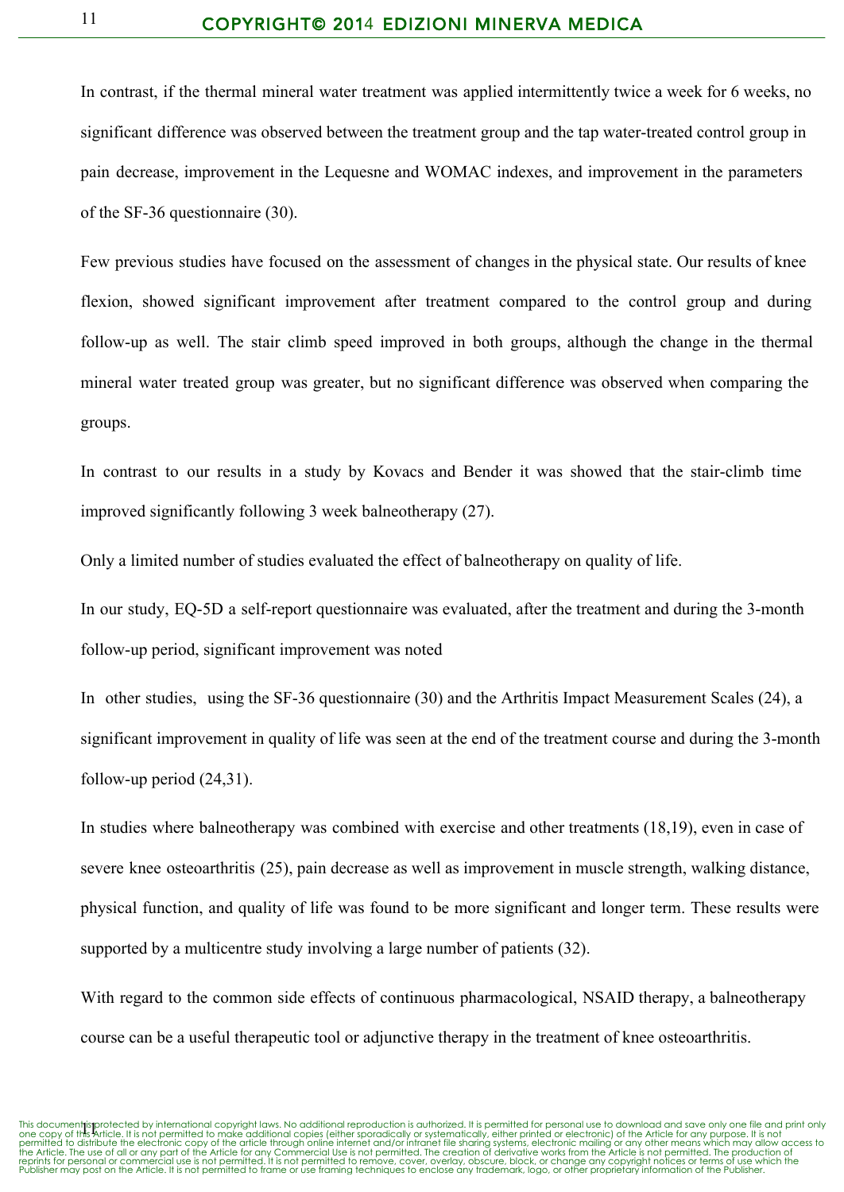In contrast, if the thermal mineral water treatment was applied intermittently twice a week for 6 weeks, no significant difference was observed between the treatment group and the tap water-treated control group in pain decrease, improvement in the Lequesne and WOMAC indexes, and improvement in the parameters of the SF-36 questionnaire (30).

Few previous studies have focused on the assessment of changes in the physical state. Our results of knee flexion, showed significant improvement after treatment compared to the control group and during follow-up as well. The stair climb speed improved in both groups, although the change in the thermal mineral water treated group was greater, but no significant difference was observed when comparing the groups.

In contrast to our results in a study by Kovacs and Bender it was showed that the stair-climb time improved significantly following 3 week balneotherapy (27).

Only a limited number of studies evaluated the effect of balneotherapy on quality of life.

In our study, EQ-5D a self-report questionnaire was evaluated, after the treatment and during the 3-month follow-up period, significant improvement was noted

In other studies, using the SF-36 questionnaire (30) and the Arthritis Impact Measurement Scales (24), a significant improvement in quality of life was seen at the end of the treatment course and during the 3-month follow-up period (24,31).

In studies where balneotherapy was combined with exercise and other treatments (18,19), even in case of severe knee osteoarthritis (25), pain decrease as well as improvement in muscle strength, walking distance, physical function, and quality of life was found to be more significant and longer term. These results were supported by a multicentre study involving a large number of patients (32).

With regard to the common side effects of continuous pharmacological, NSAID therapy, a balneotherapy course can be a useful therapeutic tool or adjunctive therapy in the treatment of knee osteoarthritis.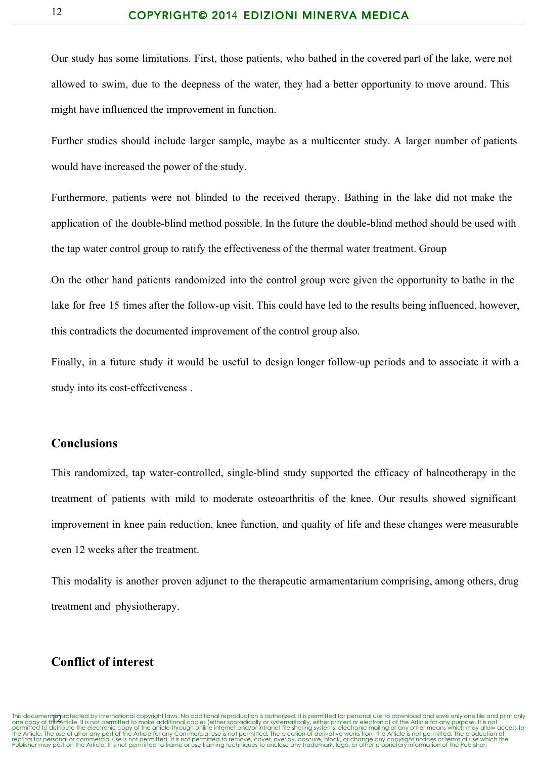Our study has some limitations. First, those patients, who bathed in the covered part of the lake, were not allowed to swim, due to the deepness of the water, they had a better opportunity to move around. This might have influenced the improvement in function.

Further studies should include larger sample, maybe as a multicenter study. A larger number of patients would have increased the power of the study.

Furthermore, patients were not blinded to the received therapy. Bathing in the lake did not make the application of the double-blind method possible. In the future the double-blind method should be used with the tap water control group to ratify the effectiveness of the thermal water treatment. Group

On the other hand patients randomized into the control group were given the opportunity to bathe in the lake for free 15 times after the follow-up visit. This could have led to the results being influenced, however, this contradicts the documented improvement of the control group also.

Finally, in a future study it would be useful to design longer follow-up periods and to associate it with a study into its cost-effectiveness .

## Conclusions

This randomized, tap water-controlled, single-blind study supported the efficacy of balneotherapy in the treatment of patients with mild to moderate osteoarthritis of the knee. Our results showed significant improvement in knee pain reduction, knee function, and quality of life and these changes were measurable even 12 weeks after the treatment.

This modality is another proven adjunct to the therapeutic armamentarium comprising, among others, drug treatment and physiotherapy.

## Conflict of interest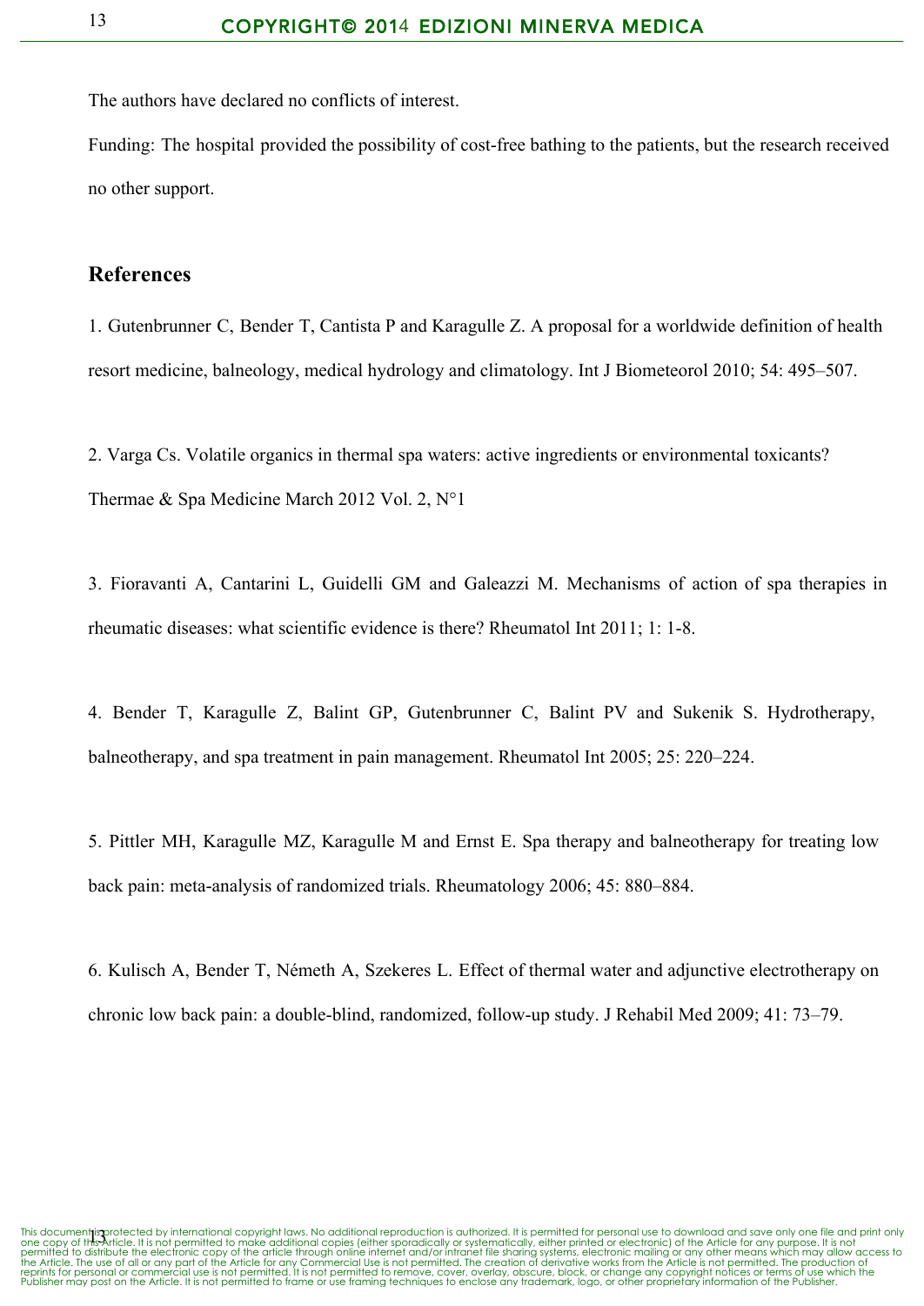The authors have declared no conflicts of interest.

Funding: The hospital provided the possibility of cost-free bathing to the patients, but the research received no other support.

## References

1. Gutenbrunner C, Bender T, Cantista P and Karagulle Z. A proposal for a worldwide definition of health resort medicine, balneology, medical hydrology and climatology. Int J Biometeorol 2010; 54: 495–507.

2. Varga Cs. Volatile organics in thermal spa waters: active ingredients or environmental toxicants? Thermae & Spa Medicine March 2012 Vol. 2, N°1

3. Fioravanti A, Cantarini L, Guidelli GM and Galeazzi M. Mechanisms of action of spa therapies in rheumatic diseases: what scientific evidence is there? Rheumatol Int 2011; 1: 1-8.

4. Bender T, Karagulle Z, Balint GP, Gutenbrunner C, Balint PV and Sukenik S. Hydrotherapy, balneotherapy, and spa treatment in pain management. Rheumatol Int 2005; 25: 220–224.

5. Pittler MH, Karagulle MZ, Karagulle M and Ernst E. Spa therapy and balneotherapy for treating low back pain: meta-analysis of randomized trials. Rheumatology 2006; 45: 880–884.

6. Kulisch A, Bender T, Németh A, Szekeres L. Effect of thermal water and adjunctive electrotherapy on chronic low back pain: a double-blind, randomized, follow-up study. J Rehabil Med 2009; 41: 73–79.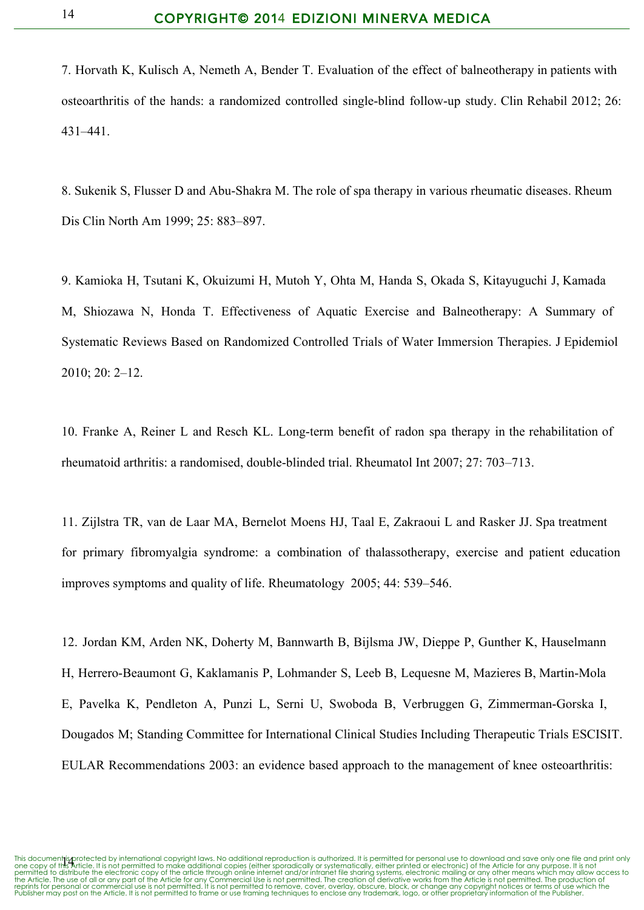7. Horvath K, Kulisch A, Nemeth A, Bender T. Evaluation of the effect of balneotherapy in patients with osteoarthritis of the hands: a randomized controlled single-blind follow-up study. Clin Rehabil 2012; 26: 431–441.

8. Sukenik S, Flusser D and Abu-Shakra M. The role of spa therapy in various rheumatic diseases. Rheum Dis Clin North Am 1999; 25: 883–897.

9. Kamioka H, Tsutani K, Okuizumi H, Mutoh Y, Ohta M, Handa S, Okada S, Kitayuguchi J, Kamada M, Shiozawa N, Honda T. Effectiveness of Aquatic Exercise and Balneotherapy: A Summary of Systematic Reviews Based on Randomized Controlled Trials of Water Immersion Therapies. J Epidemiol 2010; 20: 2–12.

10. Franke A, Reiner L and Resch KL. Long-term benefit of radon spa therapy in the rehabilitation of rheumatoid arthritis: a randomised, double-blinded trial. Rheumatol Int 2007; 27: 703–713.

11. Zijlstra TR, van de Laar MA, Bernelot Moens HJ, Taal E, Zakraoui L and Rasker JJ. Spa treatment for primary fibromyalgia syndrome: a combination of thalassotherapy, exercise and patient education improves symptoms and quality of life. Rheumatology 2005; 44: 539–546.

12. Jordan KM, Arden NK, Doherty M, Bannwarth B, Bijlsma JW, Dieppe P, Gunther K, Hauselmann H, Herrero-Beaumont G, Kaklamanis P, Lohmander S, Leeb B, Lequesne M, Mazieres B, Martin-Mola E, Pavelka K, Pendleton A, Punzi L, Serni U, Swoboda B, Verbruggen G, Zimmerman-Gorska I, Dougados M; Standing Committee for International Clinical Studies Including Therapeutic Trials ESCISIT. EULAR Recommendations 2003: an evidence based approach to the management of knee osteoarthritis: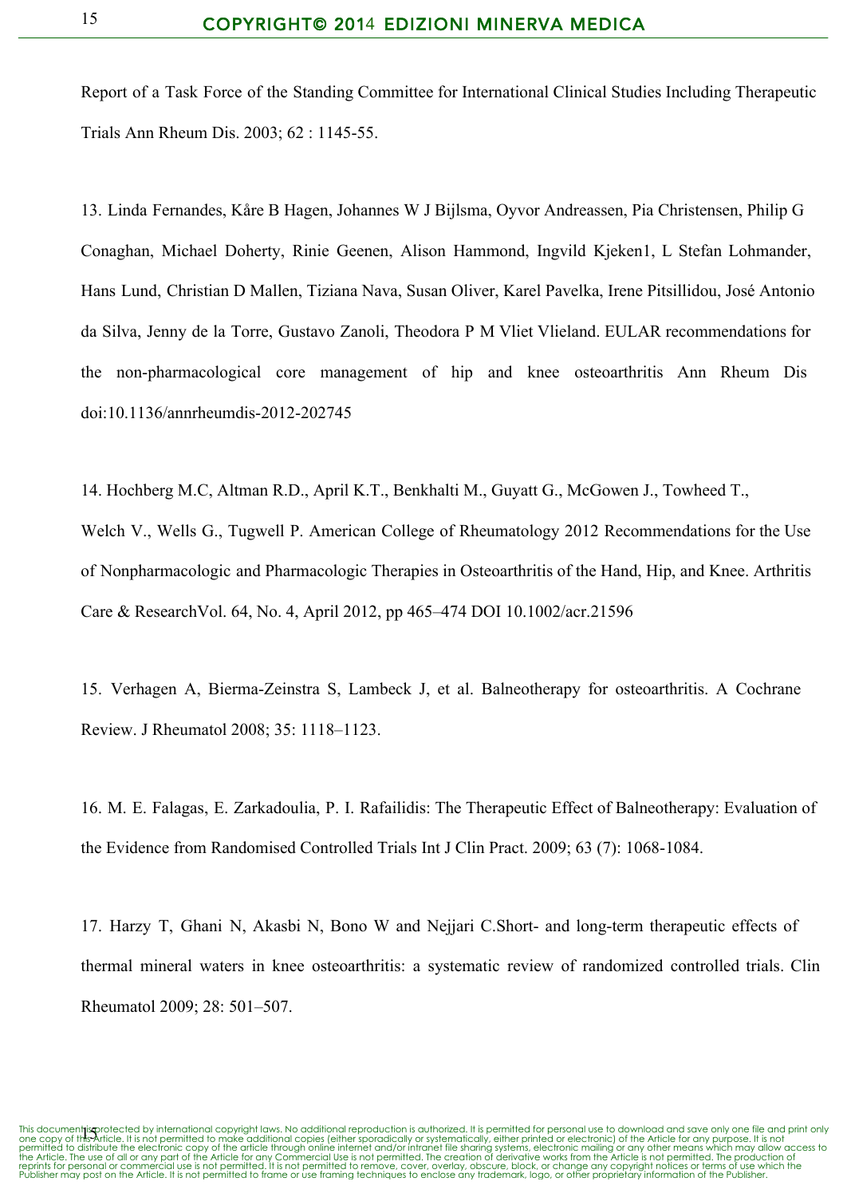Report of a Task Force of the Standing Committee for International Clinical Studies Including Therapeutic Trials Ann Rheum Dis. 2003; 62 : 1145-55.

13. Linda Fernandes, Kåre B Hagen, Johannes W J Bijlsma, Oyvor Andreassen, Pia Christensen, Philip G Conaghan, Michael Doherty, Rinie Geenen, Alison Hammond, Ingvild Kjeken1, L Stefan Lohmander, Hans Lund, Christian D Mallen, Tiziana Nava, Susan Oliver, Karel Pavelka, Irene Pitsillidou, José Antonio da Silva, Jenny de la Torre, Gustavo Zanoli, Theodora P M Vliet Vlieland. EULAR recommendations for the non-pharmacological core management of hip and knee osteoarthritis Ann Rheum Dis doi:10.1136/annrheumdis-2012-202745

14. Hochberg M.C, Altman R.D., April K.T., Benkhalti M., Guyatt G., McGowen J., Towheed T., Welch V., Wells G., Tugwell P. American College of Rheumatology 2012 Recommendations for the Use of Nonpharmacologic and Pharmacologic Therapies in Osteoarthritis of the Hand, Hip, and Knee. Arthritis Care & ResearchVol. 64, No. 4, April 2012, pp 465–474 DOI 10.1002/acr.21596

15. Verhagen A, Bierma-Zeinstra S, Lambeck J, et al. Balneotherapy for osteoarthritis. A Cochrane Review. J Rheumatol 2008; 35: 1118–1123.

16. M. E. Falagas, E. Zarkadoulia, P. I. Rafailidis: The Therapeutic Effect of Balneotherapy: Evaluation of the Evidence from Randomised Controlled Trials Int J Clin Pract. 2009; 63 (7): 1068-1084.

17. Harzy T, Ghani N, Akasbi N, Bono W and Nejjari C.Short- and long-term therapeutic effects of thermal mineral waters in knee osteoarthritis: a systematic review of randomized controlled trials. Clin Rheumatol 2009; 28: 501–507.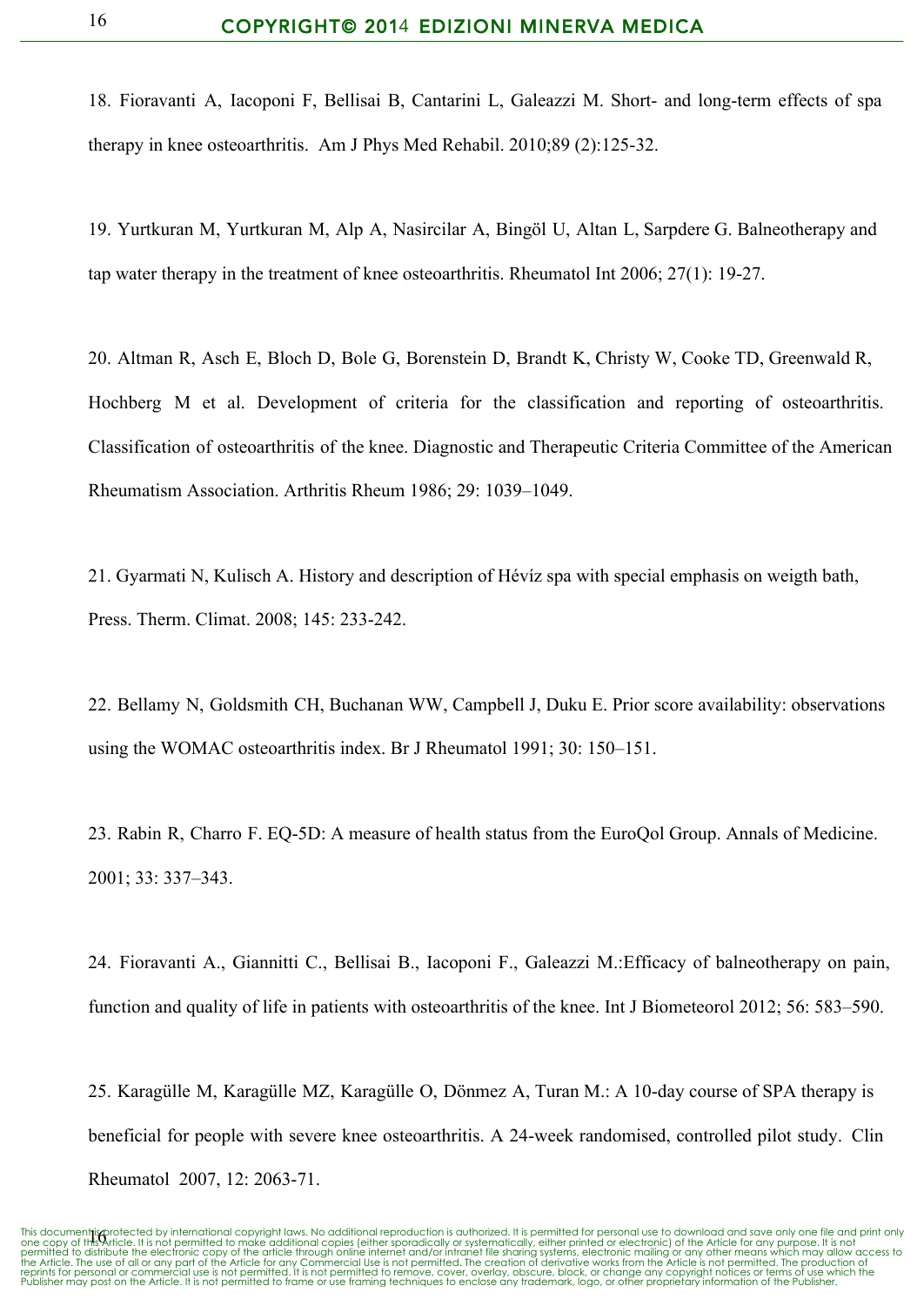18. Fioravanti A, Iacoponi F, Bellisai B, Cantarini L, Galeazzi M. Short- and long-term effects of spa therapy in knee osteoarthritis. Am J Phys Med Rehabil. 2010;89 (2):125-32.

19. Yurtkuran M, Yurtkuran M, Alp A, Nasircilar A, Bingöl U, Altan L, Sarpdere G. Balneotherapy and tap water therapy in the treatment of knee osteoarthritis. Rheumatol Int 2006; 27(1): 19-27.

20. Altman R, Asch E, Bloch D, Bole G, Borenstein D, Brandt K, Christy W, Cooke TD, Greenwald R, Hochberg M et al. Development of criteria for the classification and reporting of osteoarthritis. Classification of osteoarthritis of the knee. Diagnostic and Therapeutic Criteria Committee of the American Rheumatism Association. Arthritis Rheum 1986; 29: 1039–1049.

21. Gyarmati N, Kulisch A. History and description of Hévíz spa with special emphasis on weigth bath, Press. Therm. Climat. 2008; 145: 233-242.

22. Bellamy N, Goldsmith CH, Buchanan WW, Campbell J, Duku E. Prior score availability: observations using the WOMAC osteoarthritis index. Br J Rheumatol 1991; 30: 150–151.

23. Rabin R, Charro F. EQ-5D: A measure of health status from the EuroQol Group. Annals of Medicine. 2001; 33: 337–343.

24. Fioravanti A., Giannitti C., Bellisai B., Iacoponi F., Galeazzi M.:Efficacy of balneotherapy on pain, function and quality of life in patients with osteoarthritis of the knee. Int J Biometeorol 2012; 56: 583–590.

25. Karagülle M, Karagülle MZ, Karagülle O, Dönmez A, Turan M.: A 10-day course of SPA therapy is beneficial for people with severe knee osteoarthritis. A 24-week randomised, controlled pilot study. Clin Rheumatol 2007, 12: 2063-71.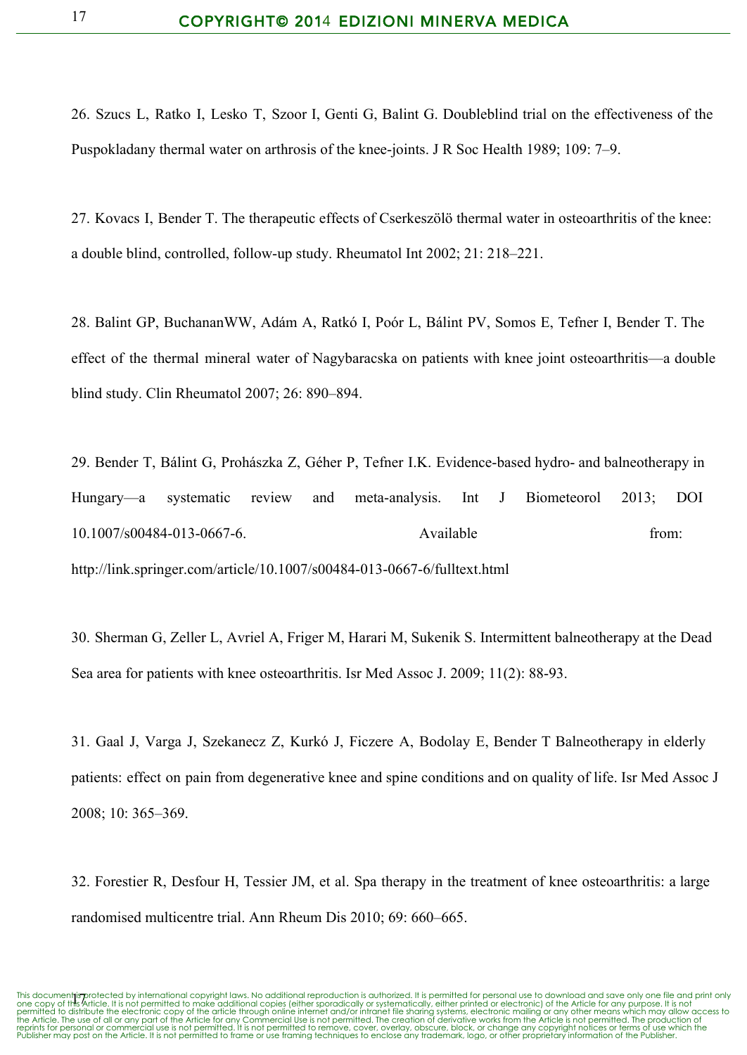26. Szucs L, Ratko I, Lesko T, Szoor I, Genti G, Balint G. Doubleblind trial on the effectiveness of the Puspokladany thermal water on arthrosis of the knee-joints. J R Soc Health 1989; 109: 7–9.

27. Kovacs I, Bender T. The therapeutic effects of Cserkeszölö thermal water in osteoarthritis of the knee: a double blind, controlled, follow-up study. Rheumatol Int 2002; 21: 218–221.

28. Balint GP, BuchananWW, Adám A, Ratkó I, Poór L, Bálint PV, Somos E, Tefner I, Bender T. The effect of the thermal mineral water of Nagybaracska on patients with knee joint osteoarthritis—a double blind study. Clin Rheumatol 2007; 26: 890–894.

29. Bender T, Bálint G, Prohászka Z, Géher P, Tefner I.K. Evidence-based hydro- and balneotherapy in Hungary—a systematic review and meta-analysis. Int J Biometeorol 2013; DOI 10.1007/s00484-013-0667-6. Available from: http://link.springer.com/article/10.1007/s00484-013-0667-6/fulltext.html

30. Sherman G, Zeller L, Avriel A, Friger M, Harari M, Sukenik S. Intermittent balneotherapy at the Dead Sea area for patients with knee osteoarthritis. Isr Med Assoc J. 2009; 11(2): 88-93.

31. Gaal J, Varga J, Szekanecz Z, Kurkó J, Ficzere A, Bodolay E, Bender T Balneotherapy in elderly patients: effect on pain from degenerative knee and spine conditions and on quality of life. Isr Med Assoc J 2008; 10: 365–369.

32. Forestier R, Desfour H, Tessier JM, et al. Spa therapy in the treatment of knee osteoarthritis: a large randomised multicentre trial. Ann Rheum Dis 2010; 69: 660–665.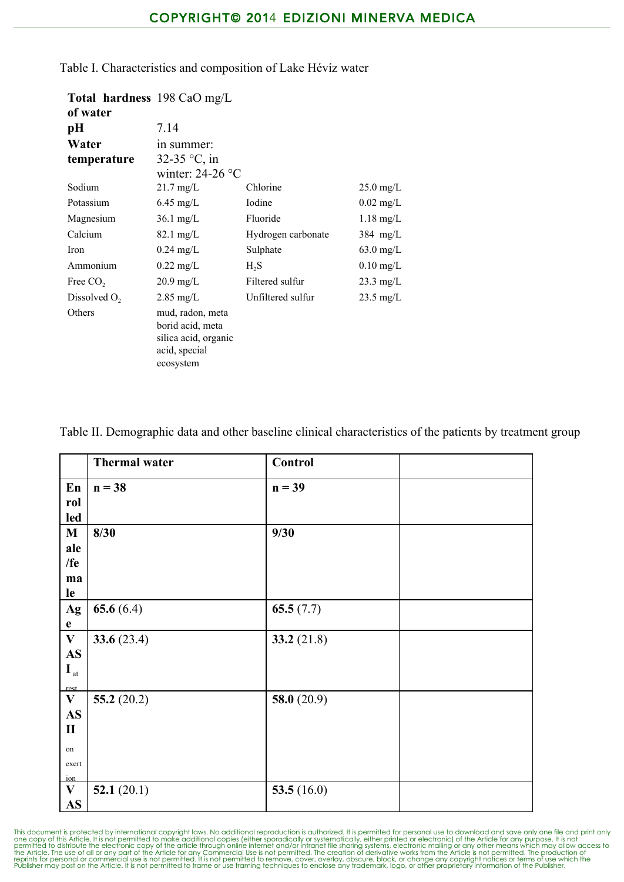Table I. Characteristics and composition of Lake Hévíz water

| | | | |
|---|---|---|---|
| **Total hardness of water** | 198 CaO mg/L | | |
| **pH** | 7.14 | | |
| **Water temperature** | in summer: 32-35 °C, in winter: 24-26 °C | | |
| Sodium | 21.7 mg/L | Chlorine | 25.0 mg/L |
| Potassium | 6.45 mg/L | Iodine | 0.02 mg/L |
| Magnesium | 36.1 mg/L | Fluoride | 1.18 mg/L |
| Calcium | 82.1 mg/L | Hydrogen carbonate | 384 mg/L |
| Iron | 0.24 mg/L | Sulphate | 63.0 mg/L |
| Ammonium | 0.22 mg/L | $H_2S$ | 0.10 mg/L |
| Free $CO_2$ | 20.9 mg/L | Filtered sulfur | 23.3 mg/L |
| Dissolved $O_2$ | 2.85 mg/L | Unfiltered sulfur | 23.5 mg/L |
| Others | mud, radon, meta borid acid, meta silica acid, organic acid, special ecosystem | | |

Table II. Demographic data and other baseline clinical characteristics of the patients by treatment group

| | **Thermal water** | **Control** | |
|---|---|---|---|
| **Enrolled** | **n = 38** | **n = 39** | |
| **Male/female** | **8/30** | **9/30** | |
| **Age** | **65.6** (6.4) | **65.5** (7.7) | |
| **VAS I** at rest | **33.6** (23.4) | **33.2** (21.8) | |
| **VAS II** on exertion | **55.2** (20.2) | **58.0** (20.9) | |
| **VAS** | **52.1** (20.1) | **53.5** (16.0) | |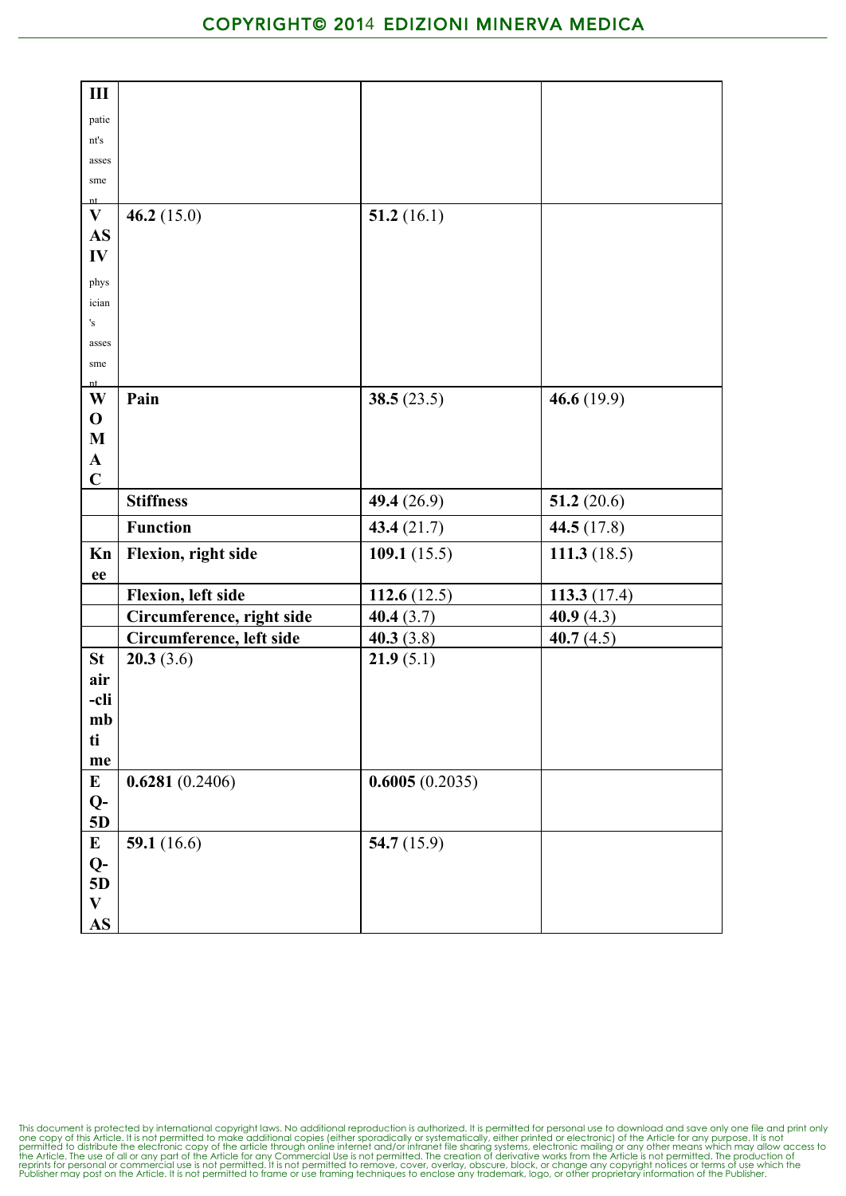| | | | |
|---|---|---|---|
| **III** patient's assessment | | | |
| **VAS IV** physician's assessment | **46.2** (15.0) | **51.2** (16.1) | |
| **WOMAC** | **Pain** | **38.5** (23.5) | **46.6** (19.9) |
| | **Stiffness** | **49.4** (26.9) | **51.2** (20.6) |
| | **Function** | **43.4** (21.7) | **44.5** (17.8) |
| **Knee** | **Flexion, right side** | **109.1** (15.5) | **111.3** (18.5) |
| | **Flexion, left side** | **112.6** (12.5) | **113.3** (17.4) |
| | **Circumference, right side** | **40.4** (3.7) | **40.9** (4.3) |
| | **Circumference, left side** | **40.3** (3.8) | **40.7** (4.5) |
| **Stair-climb time** | **20.3** (3.6) | **21.9** (5.1) | |
| **EQ-5D** | **0.6281** (0.2406) | **0.6005** (0.2035) | |
| **EQ-5D VAS** | **59.1** (16.6) | **54.7** (15.9) | |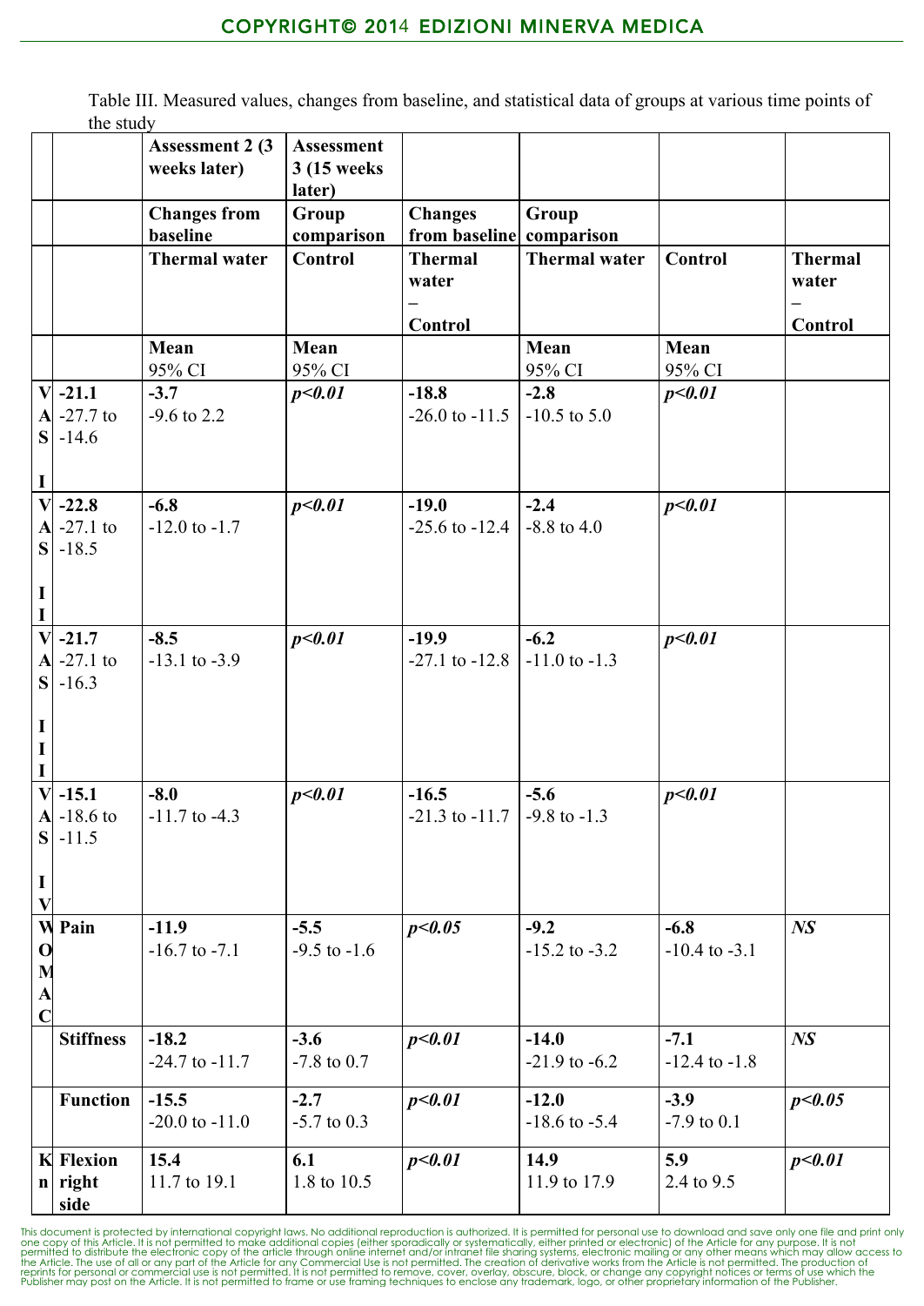Table III. Measured values, changes from baseline, and statistical data of groups at various time points of the study

| | | **Assessment 2 (3 weeks later)** | **Assessment 3 (15 weeks later)** | | | | |
|---|---|---|---|---|---|---|---|
| | | **Changes from baseline** | **Group comparison** | **Changes from baseline** | **Group comparison** | | |
| | | **Thermal water** | **Control** | **Thermal water – Control** | **Thermal water** | **Control** | **Thermal water – Control** |
| | | **Mean** 95% CI | **Mean** 95% CI | | **Mean** 95% CI | **Mean** 95% CI | |
| **VAS I** | **-21.1** -27.7 to -14.6 | **-3.7** -9.6 to 2.2 | ***p<0.01*** | **-18.8** -26.0 to -11.5 | **-2.8** -10.5 to 5.0 | ***p<0.01*** | |
| **VAS II** | **-22.8** -27.1 to -18.5 | **-6.8** -12.0 to -1.7 | ***p<0.01*** | **-19.0** -25.6 to -12.4 | **-2.4** -8.8 to 4.0 | ***p<0.01*** | |
| **VAS III** | **-21.7** -27.1 to -16.3 | **-8.5** -13.1 to -3.9 | ***p<0.01*** | **-19.9** -27.1 to -12.8 | **-6.2** -11.0 to -1.3 | ***p<0.01*** | |
| **VAS IV** | **-15.1** -18.6 to -11.5 | **-8.0** -11.7 to -4.3 | ***p<0.01*** | **-16.5** -21.3 to -11.7 | **-5.6** -9.8 to -1.3 | ***p<0.01*** | |
| **WOMAC** | **Pain** | **-11.9** -16.7 to -7.1 | **-5.5** -9.5 to -1.6 | ***p<0.05*** | **-9.2** -15.2 to -3.2 | **-6.8** -10.4 to -3.1 | ***NS*** |
| | **Stiffness** | **-18.2** -24.7 to -11.7 | **-3.6** -7.8 to 0.7 | ***p<0.01*** | **-14.0** -21.9 to -6.2 | **-7.1** -12.4 to -1.8 | ***NS*** |
| | **Function** | **-15.5** -20.0 to -11.0 | **-2.7** -5.7 to 0.3 | ***p<0.01*** | **-12.0** -18.6 to -5.4 | **-3.9** -7.9 to 0.1 | ***p<0.05*** |
| **Kn** | **Flexion right side** | **15.4** 11.7 to 19.1 | **6.1** 1.8 to 10.5 | ***p<0.01*** | **14.9** 11.9 to 17.9 | **5.9** 2.4 to 9.5 | ***p<0.01*** |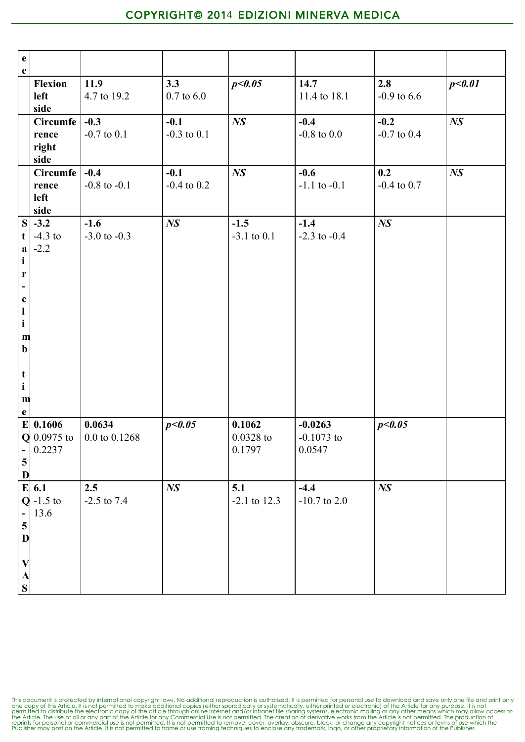| | | | | | | | |
|---|---|---|---|---|---|---|---|
| ee | | | | | | | |
| | **Flexion left side** | **11.9**<br>4.7 to 19.2 | **3.3**<br>0.7 to 6.0 | ***p<0.05*** | **14.7**<br>11.4 to 18.1 | **2.8**<br>-0.9 to 6.6 | ***p<0.01*** |
| | **Circumference right side** | **-0.3**<br>-0.7 to 0.1 | **-0.1**<br>-0.3 to 0.1 | ***NS*** | **-0.4**<br>-0.8 to 0.0 | **-0.2**<br>-0.7 to 0.4 | ***NS*** |
| | **Circumference left side** | **-0.4**<br>-0.8 to -0.1 | **-0.1**<br>-0.4 to 0.2 | ***NS*** | **-0.6**<br>-1.1 to -0.1 | **0.2**<br>-0.4 to 0.7 | ***NS*** |
| **Stair-climb time** | **-3.2**<br>-4.3 to -2.2 | **-1.6**<br>-3.0 to -0.3 | ***NS*** | **-1.5**<br>-3.1 to 0.1 | **-1.4**<br>-2.3 to -0.4 | ***NS*** | |
| **EQ-5D** | **0.1606**<br>0.0975 to 0.2237 | **0.0634**<br>0.0 to 0.1268 | ***p<0.05*** | **0.1062**<br>0.0328 to 0.1797 | **-0.0263**<br>-0.1073 to 0.0547 | ***p<0.05*** | |
| **EQ-5D VAS** | **6.1**<br>-1.5 to 13.6 | **2.5**<br>-2.5 to 7.4 | ***NS*** | **5.1**<br>-2.1 to 12.3 | **-4.4**<br>-10.7 to 2.0 | ***NS*** | |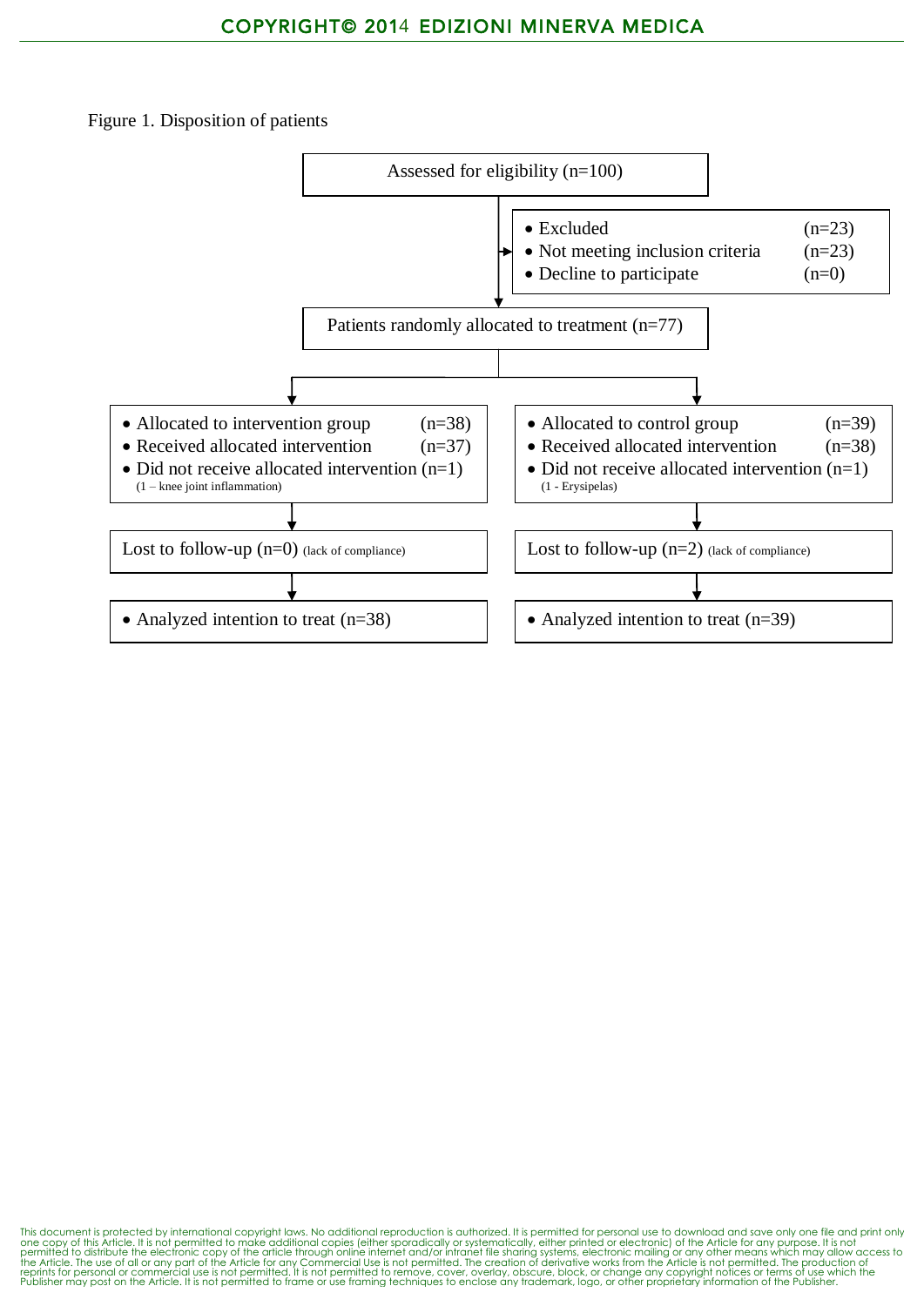Figure 1. Disposition of patients

Assessed for eligibility (n=100)

- Excluded (n=23)
- Not meeting inclusion criteria (n=23)
- Decline to participate (n=0)

Patients randomly allocated to treatment (n=77)

- Allocated to intervention group (n=38)
- Received allocated intervention (n=37)
- Did not receive allocated intervention (n=1)
  (1 – knee joint inflammation)

- Allocated to control group (n=39)
- Received allocated intervention (n=38)
- Did not receive allocated intervention (n=1)
  (1 - Erysipelas)

Lost to follow-up (n=0) (lack of compliance)

Lost to follow-up (n=2) (lack of compliance)

- Analyzed intention to treat (n=38)

- Analyzed intention to treat (n=39)